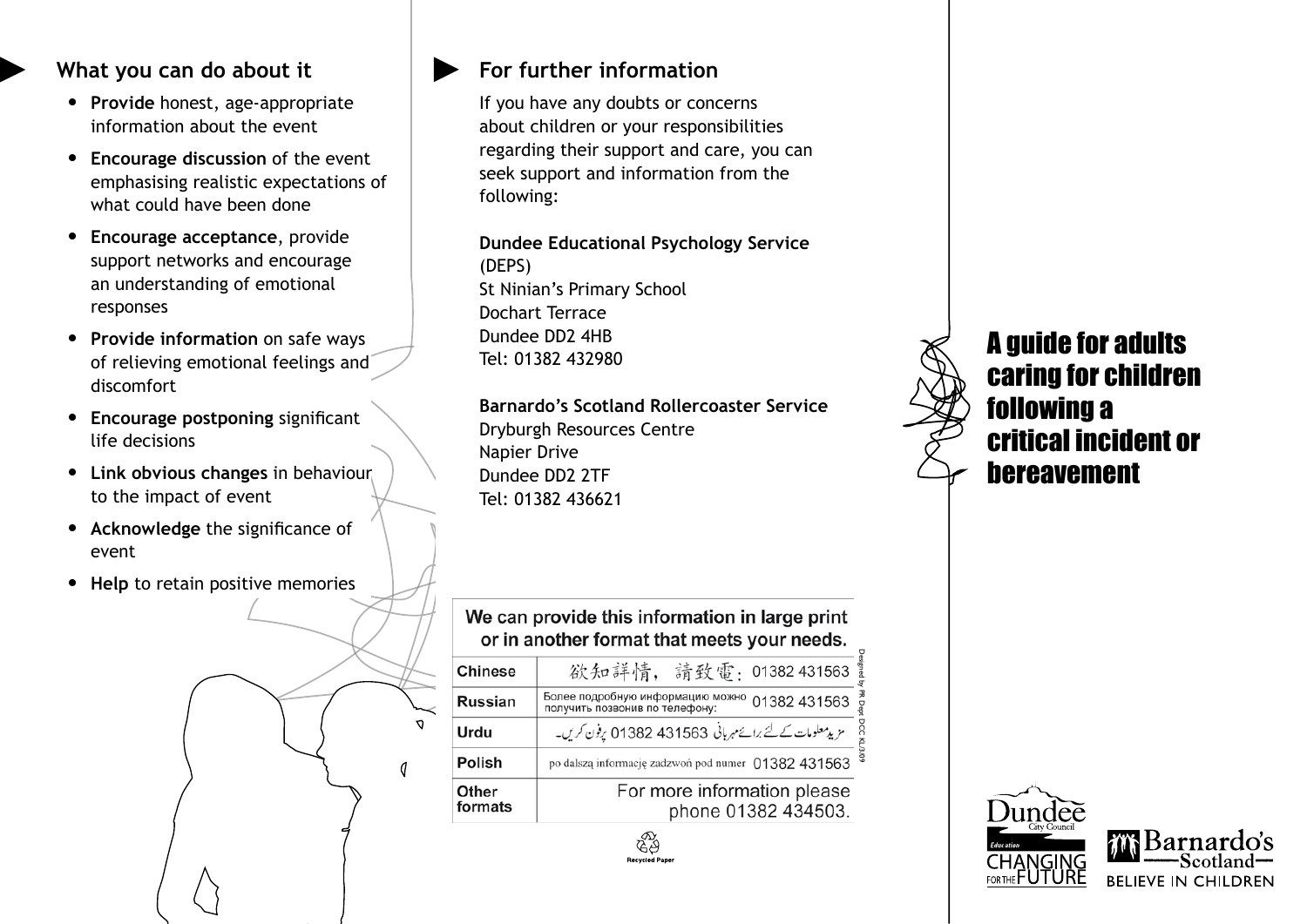## What you can do about it

- **Provide** honest, age-appropriate information about the event
- **Encourage discussion** of the event emphasising realistic expectations of what could have been done
- **Encourage acceptance**, provide support networks and encourage an understanding of emotional responses
- **Provide information** on safe ways of relieving emotional feelings and discomfort
- **Encourage postponing** significant life decisions
- **Link obvious changes** in behaviour to the impact of event
- **Acknowledge** the significance of event
- **Help** to retain positive memories

## For further information

If you have any doubts or concerns about children or your responsibilities regarding their support and care, you can seek support and information from the following:

**Dundee Educational Psychology Service** (DEPS)
St Ninian's Primary School
Dochart Terrace
Dundee DD2 4HB
Tel: 01382 432980

**Barnardo's Scotland Rollercoaster Service**
Dryburgh Resources Centre
Napier Drive
Dundee DD2 2TF
Tel: 01382 436621

We can provide this information in large print or in another format that meets your needs.

| | |
|---|---|
| Chinese | 欲知詳情，請致電：01382 431563 |
| Russian | Более подробную информацию можно получить позвонив по телефону: 01382 431563 |
| Urdu | مزید معلومات کے لئے برائے مہربانی 01382 431563 پرفون کریں۔ |
| Polish | po dalszą informację zadzwoń pod numer 01382 431563 |
| Other formats | For more information please phone 01382 434503. |

Designed by PR Dept DCC KL/3/09

Recycled Paper

# A guide for adults caring for children following a critical incident or bereavement

Dundee City Council Education CHANGING FOR THE FUTURE

Barnardo's Scotland BELIEVE IN CHILDREN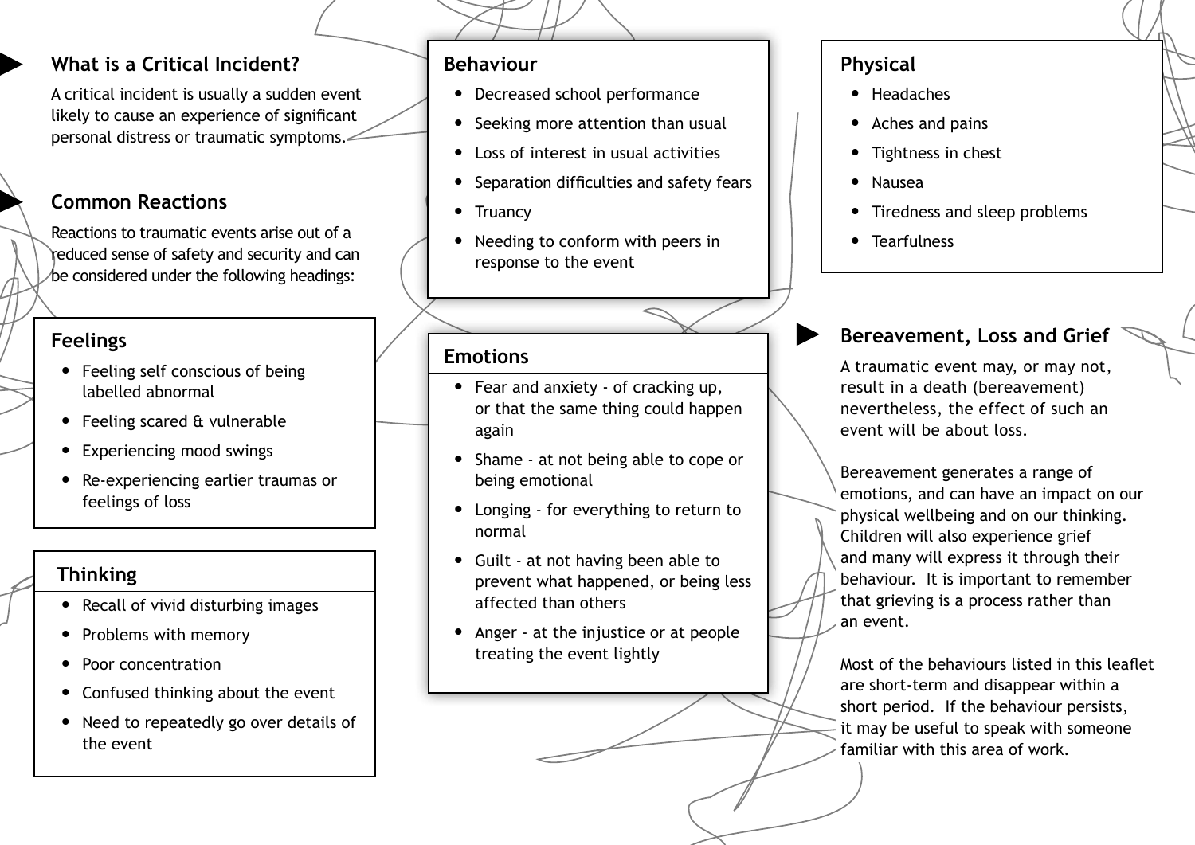## What is a Critical Incident?

A critical incident is usually a sudden event likely to cause an experience of significant personal distress or traumatic symptoms.

## Common Reactions

Reactions to traumatic events arise out of a reduced sense of safety and security and can be considered under the following headings:

### Feelings

- Feeling self conscious of being labelled abnormal
- Feeling scared & vulnerable
- Experiencing mood swings
- Re-experiencing earlier traumas or feelings of loss

### Thinking

- Recall of vivid disturbing images
- Problems with memory
- Poor concentration
- Confused thinking about the event
- Need to repeatedly go over details of the event

### Behaviour

- Decreased school performance
- Seeking more attention than usual
- Loss of interest in usual activities
- Separation difficulties and safety fears
- Truancy
- Needing to conform with peers in response to the event

### Emotions

- Fear and anxiety - of cracking up, or that the same thing could happen again
- Shame - at not being able to cope or being emotional
- Longing - for everything to return to normal
- Guilt - at not having been able to prevent what happened, or being less affected than others
- Anger - at the injustice or at people treating the event lightly

### Physical

- Headaches
- Aches and pains
- Tightness in chest
- Nausea
- Tiredness and sleep problems
- Tearfulness

## Bereavement, Loss and Grief

A traumatic event may, or may not, result in a death (bereavement) nevertheless, the effect of such an event will be about loss.

Bereavement generates a range of emotions, and can have an impact on our physical wellbeing and on our thinking. Children will also experience grief and many will express it through their behaviour. It is important to remember that grieving is a process rather than an event.

Most of the behaviours listed in this leaflet are short-term and disappear within a short period. If the behaviour persists, it may be useful to speak with someone familiar with this area of work.